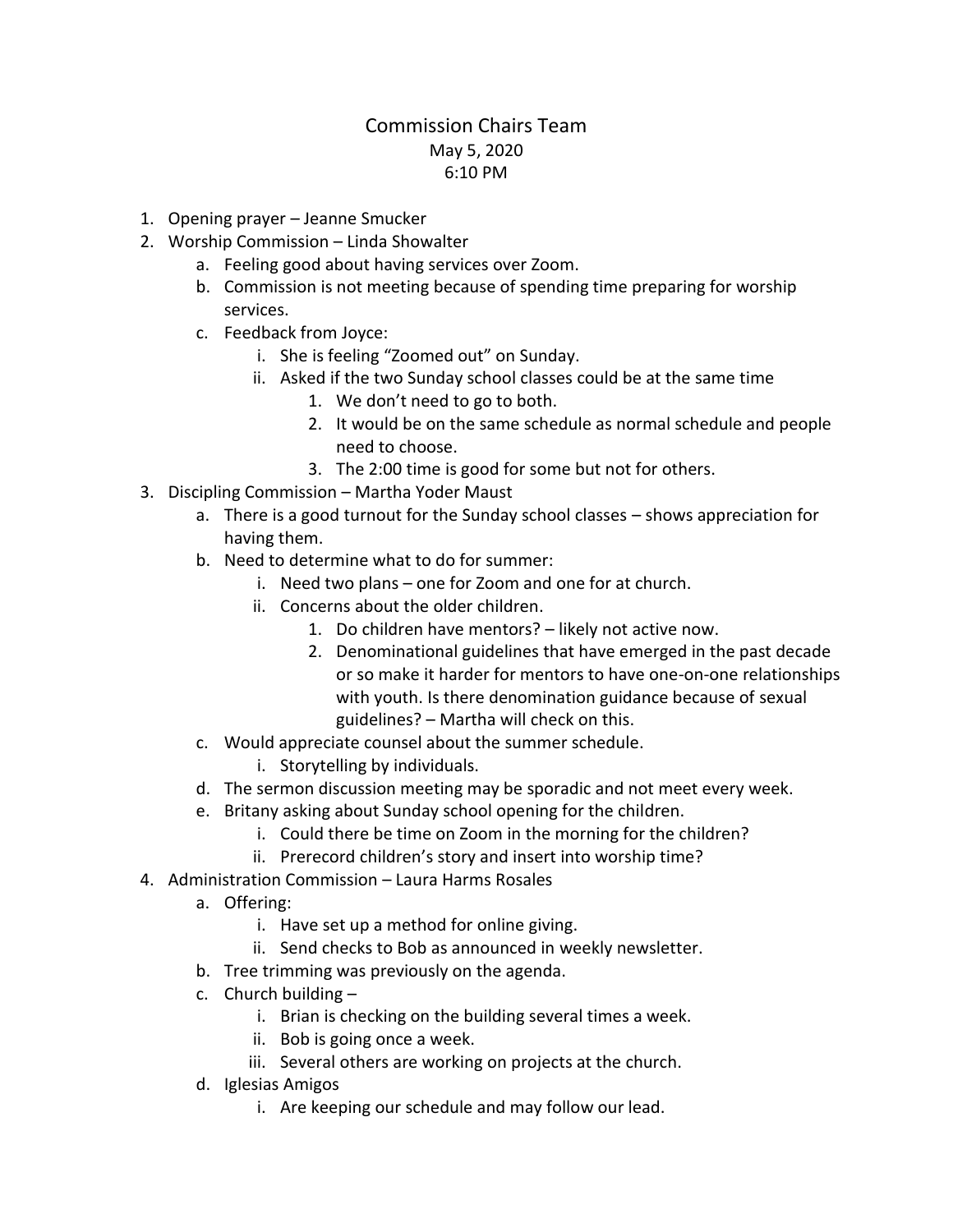# Commission Chairs Team

May 5, 2020
6:10 PM

1. Opening prayer – Jeanne Smucker
2. Worship Commission – Linda Showalter
    a. Feeling good about having services over Zoom.
    b. Commission is not meeting because of spending time preparing for worship services.
    c. Feedback from Joyce:
        i. She is feeling "Zoomed out" on Sunday.
        ii. Asked if the two Sunday school classes could be at the same time
            1. We don't need to go to both.
            2. It would be on the same schedule as normal schedule and people need to choose.
            3. The 2:00 time is good for some but not for others.
3. Discipling Commission – Martha Yoder Maust
    a. There is a good turnout for the Sunday school classes – shows appreciation for having them.
    b. Need to determine what to do for summer:
        i. Need two plans – one for Zoom and one for at church.
        ii. Concerns about the older children.
            1. Do children have mentors? – likely not active now.
            2. Denominational guidelines that have emerged in the past decade or so make it harder for mentors to have one-on-one relationships with youth. Is there denomination guidance because of sexual guidelines? – Martha will check on this.
    c. Would appreciate counsel about the summer schedule.
        i. Storytelling by individuals.
    d. The sermon discussion meeting may be sporadic and not meet every week.
    e. Britany asking about Sunday school opening for the children.
        i. Could there be time on Zoom in the morning for the children?
        ii. Prerecord children's story and insert into worship time?
4. Administration Commission – Laura Harms Rosales
    a. Offering:
        i. Have set up a method for online giving.
        ii. Send checks to Bob as announced in weekly newsletter.
    b. Tree trimming was previously on the agenda.
    c. Church building –
        i. Brian is checking on the building several times a week.
        ii. Bob is going once a week.
        iii. Several others are working on projects at the church.
    d. Iglesias Amigos
        i. Are keeping our schedule and may follow our lead.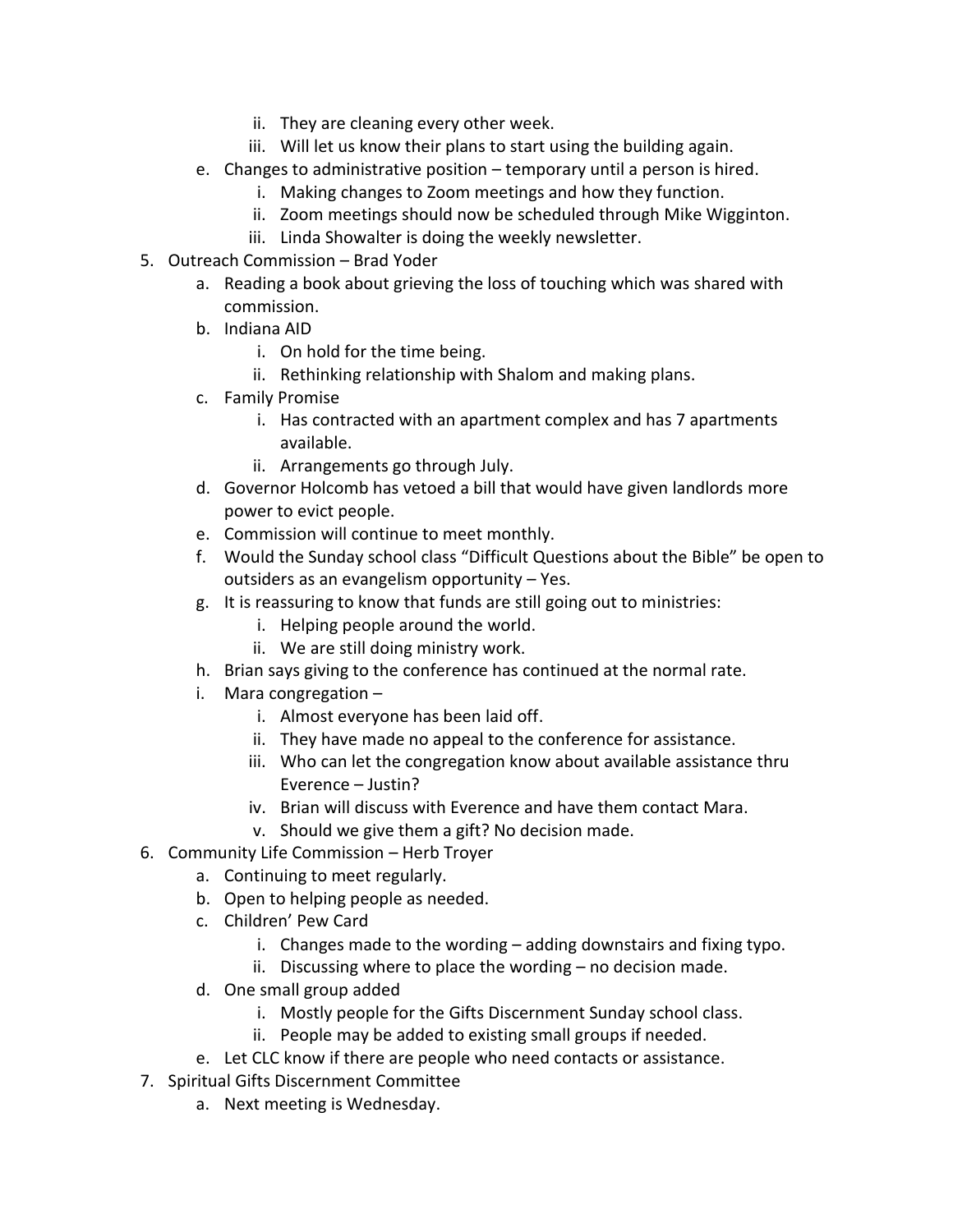- ii. They are cleaning every other week.
   - iii. Will let us know their plans to start using the building again.
- e. Changes to administrative position – temporary until a person is hired.
   - i. Making changes to Zoom meetings and how they function.
   - ii. Zoom meetings should now be scheduled through Mike Wigginton.
   - iii. Linda Showalter is doing the weekly newsletter.

5. Outreach Commission – Brad Yoder
   - a. Reading a book about grieving the loss of touching which was shared with commission.
   - b. Indiana AID
      - i. On hold for the time being.
      - ii. Rethinking relationship with Shalom and making plans.
   - c. Family Promise
      - i. Has contracted with an apartment complex and has 7 apartments available.
      - ii. Arrangements go through July.
   - d. Governor Holcomb has vetoed a bill that would have given landlords more power to evict people.
   - e. Commission will continue to meet monthly.
   - f. Would the Sunday school class "Difficult Questions about the Bible" be open to outsiders as an evangelism opportunity – Yes.
   - g. It is reassuring to know that funds are still going out to ministries:
      - i. Helping people around the world.
      - ii. We are still doing ministry work.
   - h. Brian says giving to the conference has continued at the normal rate.
   - i. Mara congregation –
      - i. Almost everyone has been laid off.
      - ii. They have made no appeal to the conference for assistance.
      - iii. Who can let the congregation know about available assistance thru Everence – Justin?
      - iv. Brian will discuss with Everence and have them contact Mara.
      - v. Should we give them a gift? No decision made.

6. Community Life Commission – Herb Troyer
   - a. Continuing to meet regularly.
   - b. Open to helping people as needed.
   - c. Children' Pew Card
      - i. Changes made to the wording – adding downstairs and fixing typo.
      - ii. Discussing where to place the wording – no decision made.
   - d. One small group added
      - i. Mostly people for the Gifts Discernment Sunday school class.
      - ii. People may be added to existing small groups if needed.
   - e. Let CLC know if there are people who need contacts or assistance.

7. Spiritual Gifts Discernment Committee
   - a. Next meeting is Wednesday.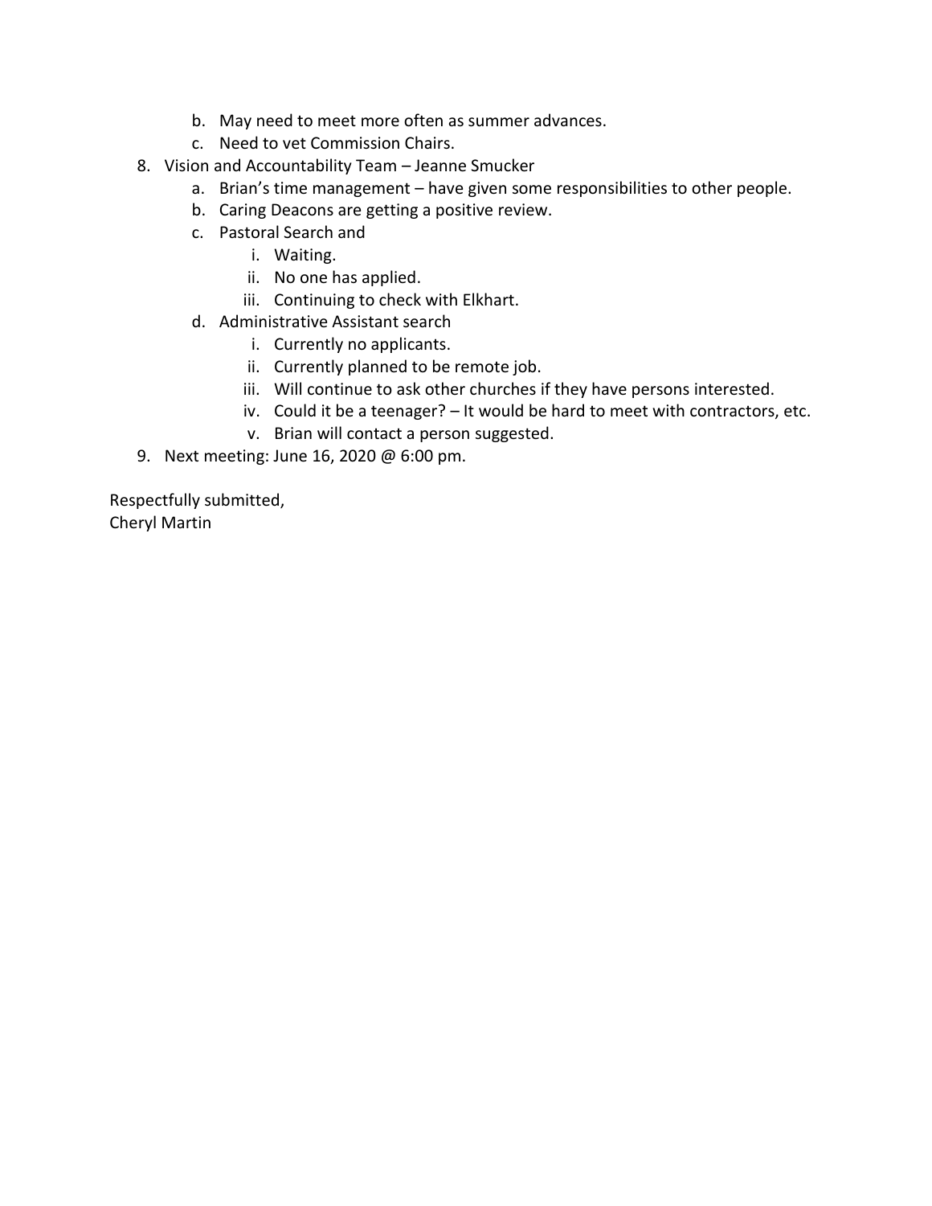b. May need to meet more often as summer advances.
   c. Need to vet Commission Chairs.
8. Vision and Accountability Team – Jeanne Smucker
   a. Brian's time management – have given some responsibilities to other people.
   b. Caring Deacons are getting a positive review.
   c. Pastoral Search and
      i. Waiting.
      ii. No one has applied.
      iii. Continuing to check with Elkhart.
   d. Administrative Assistant search
      i. Currently no applicants.
      ii. Currently planned to be remote job.
      iii. Will continue to ask other churches if they have persons interested.
      iv. Could it be a teenager? – It would be hard to meet with contractors, etc.
      v. Brian will contact a person suggested.
9. Next meeting: June 16, 2020 @ 6:00 pm.

Respectfully submitted,
Cheryl Martin